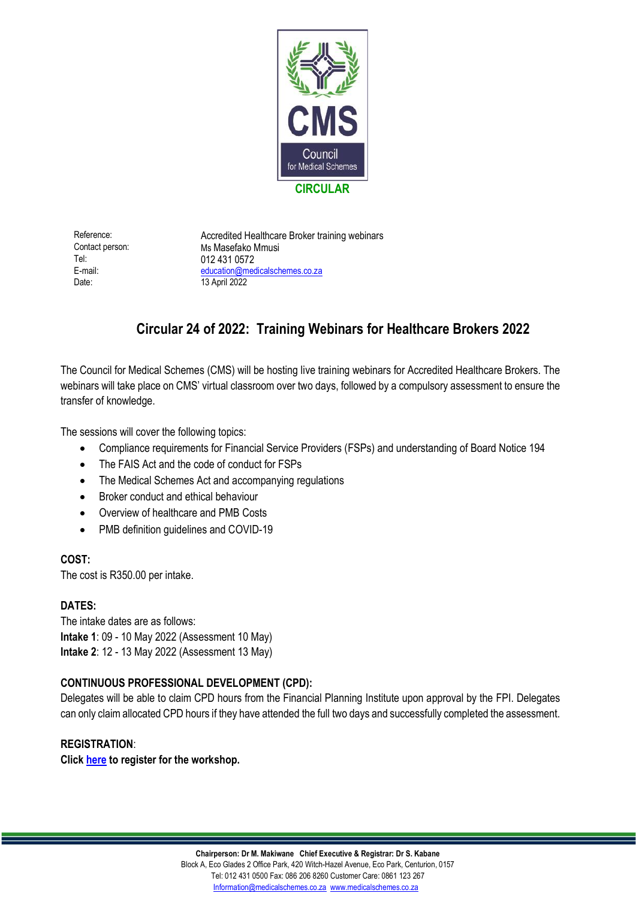CMS

Council for Medical Schemes

**CIRCULAR**

| | |
|---|---|
| Reference: | Accredited Healthcare Broker training webinars |
| Contact person: | Ms Masefako Mmusi |
| Tel: | 012 431 0572 |
| E-mail: | education@medicalschemes.co.za |
| Date: | 13 April 2022 |

## Circular 24 of 2022: Training Webinars for Healthcare Brokers 2022

The Council for Medical Schemes (CMS) will be hosting live training webinars for Accredited Healthcare Brokers. The webinars will take place on CMS' virtual classroom over two days, followed by a compulsory assessment to ensure the transfer of knowledge.

The sessions will cover the following topics:

- Compliance requirements for Financial Service Providers (FSPs) and understanding of Board Notice 194
- The FAIS Act and the code of conduct for FSPs
- The Medical Schemes Act and accompanying regulations
- Broker conduct and ethical behaviour
- Overview of healthcare and PMB Costs
- PMB definition guidelines and COVID-19

**COST:**

The cost is R350.00 per intake.

**DATES:**

The intake dates are as follows:

**Intake 1**: 09 - 10 May 2022 (Assessment 10 May)

**Intake 2**: 12 - 13 May 2022 (Assessment 13 May)

**CONTINUOUS PROFESSIONAL DEVELOPMENT (CPD):**

Delegates will be able to claim CPD hours from the Financial Planning Institute upon approval by the FPI. Delegates can only claim allocated CPD hours if they have attended the full two days and successfully completed the assessment.

**REGISTRATION**:

**Click here to register for the workshop.**

**Chairperson: Dr M. Makiwane Chief Executive & Registrar: Dr S. Kabane**

Block A, Eco Glades 2 Office Park, 420 Witch-Hazel Avenue, Eco Park, Centurion, 0157

Tel: 012 431 0500 Fax: 086 206 8260 Customer Care: 0861 123 267

Information@medicalschemes.co.za www.medicalschemes.co.za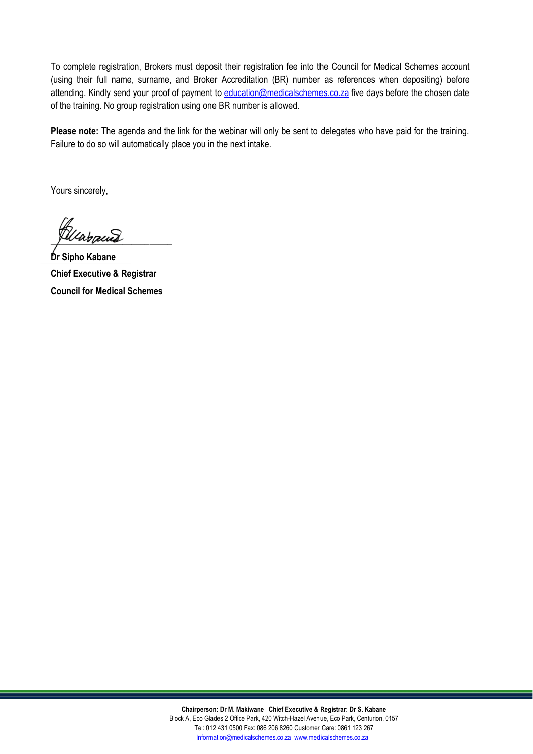To complete registration, Brokers must deposit their registration fee into the Council for Medical Schemes account (using their full name, surname, and Broker Accreditation (BR) number as references when depositing) before attending. Kindly send your proof of payment to education@medicalschemes.co.za five days before the chosen date of the training. No group registration using one BR number is allowed.

**Please note:** The agenda and the link for the webinar will only be sent to delegates who have paid for the training. Failure to do so will automatically place you in the next intake.

Yours sincerely,

**Dr Sipho Kabane**
**Chief Executive & Registrar**
**Council for Medical Schemes**

**Chairperson: Dr M. Makiwane Chief Executive & Registrar: Dr S. Kabane**
Block A, Eco Glades 2 Office Park, 420 Witch-Hazel Avenue, Eco Park, Centurion, 0157
Tel: 012 431 0500 Fax: 086 206 8260 Customer Care: 0861 123 267
Information@medicalschemes.co.za www.medicalschemes.co.za